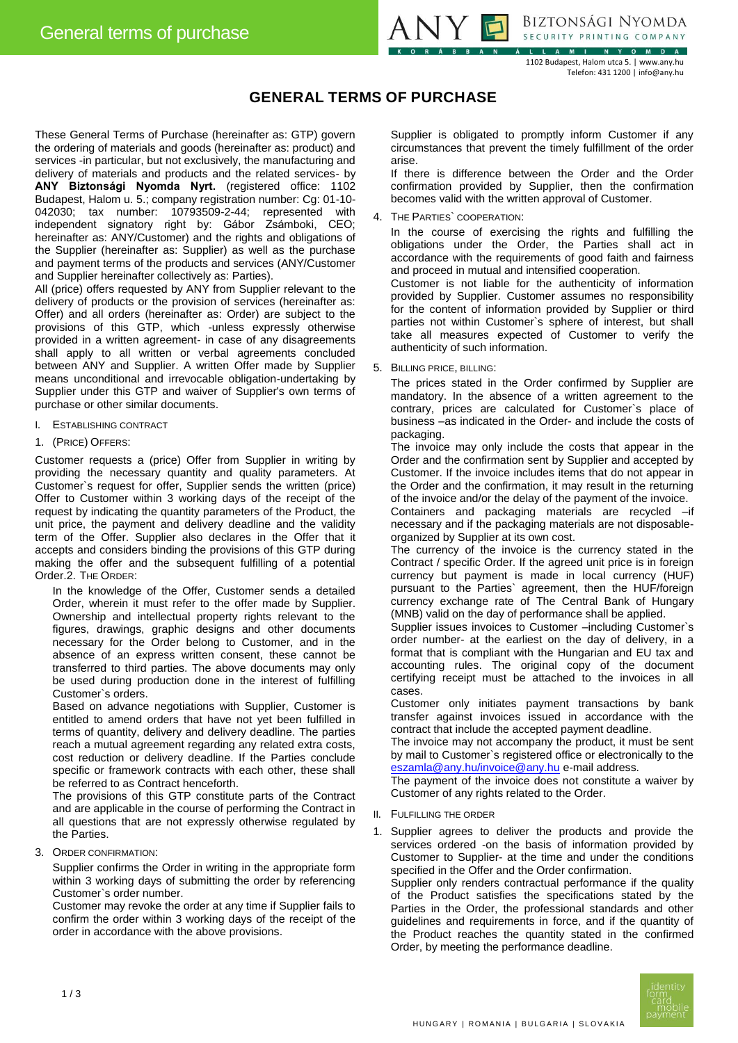# GENERAL TERMS OF PURCHASE

These General Terms of Purchase (hereinafter as: GTP) govern the ordering of materials and goods (hereinafter as: product) and services -in particular, but not exclusively, the manufacturing and delivery of materials and products and the related services- by **ANY Biztonsági Nyomda Nyrt.** (registered office: 1102 Budapest, Halom u. 5.; company registration number: Cg: 01-10-042030; tax number: 10793509-2-44; represented with independent signatory right by: Gábor Zsámboki, CEO; hereinafter as: ANY/Customer) and the rights and obligations of the Supplier (hereinafter as: Supplier) as well as the purchase and payment terms of the products and services (ANY/Customer and Supplier hereinafter collectively as: Parties).

All (price) offers requested by ANY from Supplier relevant to the delivery of products or the provision of services (hereinafter as: Offer) and all orders (hereinafter as: Order) are subject to the provisions of this GTP, which -unless expressly otherwise provided in a written agreement- in case of any disagreements shall apply to all written or verbal agreements concluded between ANY and Supplier. A written Offer made by Supplier means unconditional and irrevocable obligation-undertaking by Supplier under this GTP and waiver of Supplier's own terms of purchase or other similar documents.

## I. ESTABLISHING CONTRACT

### 1. (PRICE) OFFERS:

Customer requests a (price) Offer from Supplier in writing by providing the necessary quantity and quality parameters. At Customer`s request for offer, Supplier sends the written (price) Offer to Customer within 3 working days of the receipt of the request by indicating the quantity parameters of the Product, the unit price, the payment and delivery deadline and the validity term of the Offer. Supplier also declares in the Offer that it accepts and considers binding the provisions of this GTP during making the offer and the subsequent fulfilling of a potential Order.

### 2. THE ORDER:

In the knowledge of the Offer, Customer sends a detailed Order, wherein it must refer to the offer made by Supplier. Ownership and intellectual property rights relevant to the figures, drawings, graphic designs and other documents necessary for the Order belong to Customer, and in the absence of an express written consent, these cannot be transferred to third parties. The above documents may only be used during production done in the interest of fulfilling Customer`s orders.

Based on advance negotiations with Supplier, Customer is entitled to amend orders that have not yet been fulfilled in terms of quantity, delivery and delivery deadline. The parties reach a mutual agreement regarding any related extra costs, cost reduction or delivery deadline. If the Parties conclude specific or framework contracts with each other, these shall be referred to as Contract henceforth.

The provisions of this GTP constitute parts of the Contract and are applicable in the course of performing the Contract in all questions that are not expressly otherwise regulated by the Parties.

### 3. ORDER CONFIRMATION:

Supplier confirms the Order in writing in the appropriate form within 3 working days of submitting the order by referencing Customer`s order number.

Customer may revoke the order at any time if Supplier fails to confirm the order within 3 working days of the receipt of the order in accordance with the above provisions.

Supplier is obligated to promptly inform Customer if any circumstances that prevent the timely fulfillment of the order arise.

If there is difference between the Order and the Order confirmation provided by Supplier, then the confirmation becomes valid with the written approval of Customer.

### 4. THE PARTIES` COOPERATION:

In the course of exercising the rights and fulfilling the obligations under the Order, the Parties shall act in accordance with the requirements of good faith and fairness and proceed in mutual and intensified cooperation.

Customer is not liable for the authenticity of information provided by Supplier. Customer assumes no responsibility for the content of information provided by Supplier or third parties not within Customer`s sphere of interest, but shall take all measures expected of Customer to verify the authenticity of such information.

### 5. BILLING PRICE, BILLING:

The prices stated in the Order confirmed by Supplier are mandatory. In the absence of a written agreement to the contrary, prices are calculated for Customer`s place of business –as indicated in the Order- and include the costs of packaging.

The invoice may only include the costs that appear in the Order and the confirmation sent by Supplier and accepted by Customer. If the invoice includes items that do not appear in the Order and the confirmation, it may result in the returning of the invoice and/or the delay of the payment of the invoice.

Containers and packaging materials are recycled –if necessary and if the packaging materials are not disposable-organized by Supplier at its own cost.

The currency of the invoice is the currency stated in the Contract / specific Order. If the agreed unit price is in foreign currency but payment is made in local currency (HUF) pursuant to the Parties` agreement, then the HUF/foreign currency exchange rate of The Central Bank of Hungary (MNB) valid on the day of performance shall be applied.

Supplier issues invoices to Customer –including Customer`s order number- at the earliest on the day of delivery, in a format that is compliant with the Hungarian and EU tax and accounting rules. The original copy of the document certifying receipt must be attached to the invoices in all cases.

Customer only initiates payment transactions by bank transfer against invoices issued in accordance with the contract that include the accepted payment deadline.

The invoice may not accompany the product, it must be sent by mail to Customer`s registered office or electronically to the eszamla@any.hu/invoice@any.hu e-mail address.

The payment of the invoice does not constitute a waiver by Customer of any rights related to the Order.

## II. FULFILLING THE ORDER

1. Supplier agrees to deliver the products and provide the services ordered -on the basis of information provided by Customer to Supplier- at the time and under the conditions specified in the Offer and the Order confirmation.

   Supplier only renders contractual performance if the quality of the Product satisfies the specifications stated by the Parties in the Order, the professional standards and other guidelines and requirements in force, and if the quantity of the Product reaches the quantity stated in the confirmed Order, by meeting the performance deadline.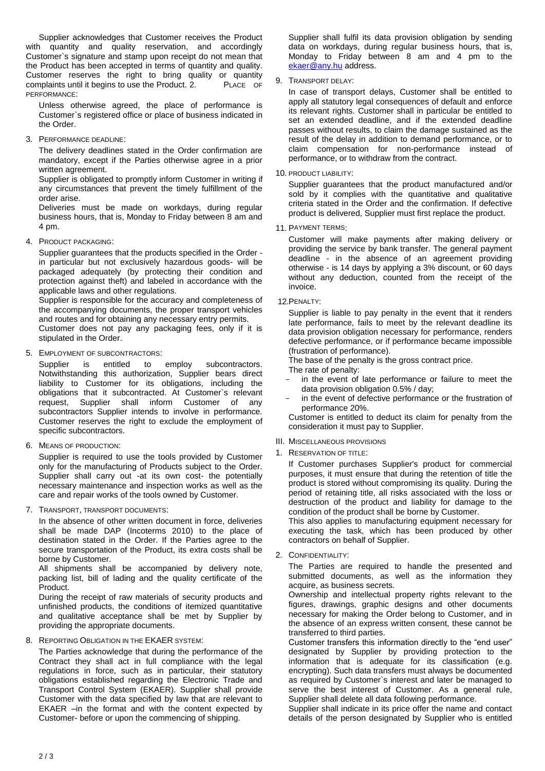Supplier acknowledges that Customer receives the Product with quantity and quality reservation, and accordingly Customer`s signature and stamp upon receipt do not mean that the Product has been accepted in terms of quantity and quality. Customer reserves the right to bring quality or quantity complaints until it begins to use the Product.

2. PLACE OF PERFORMANCE:

   Unless otherwise agreed, the place of performance is Customer`s registered office or place of business indicated in the Order.

3. PERFORMANCE DEADLINE:

   The delivery deadlines stated in the Order confirmation are mandatory, except if the Parties otherwise agree in a prior written agreement.

   Supplier is obligated to promptly inform Customer in writing if any circumstances that prevent the timely fulfillment of the order arise.

   Deliveries must be made on workdays, during regular business hours, that is, Monday to Friday between 8 am and 4 pm.

4. PRODUCT PACKAGING:

   Supplier guarantees that the products specified in the Order - in particular but not exclusively hazardous goods- will be packaged adequately (by protecting their condition and protection against theft) and labeled in accordance with the applicable laws and other regulations.

   Supplier is responsible for the accuracy and completeness of the accompanying documents, the proper transport vehicles and routes and for obtaining any necessary entry permits.

   Customer does not pay any packaging fees, only if it is stipulated in the Order.

5. EMPLOYMENT OF SUBCONTRACTORS:

   Supplier is entitled to employ subcontractors. Notwithstanding this authorization, Supplier bears direct liability to Customer for its obligations, including the obligations that it subcontracted. At Customer`s relevant request, Supplier shall inform Customer of any subcontractors Supplier intends to involve in performance. Customer reserves the right to exclude the employment of specific subcontractors.

6. MEANS OF PRODUCTION:

   Supplier is required to use the tools provided by Customer only for the manufacturing of Products subject to the Order. Supplier shall carry out -at its own cost- the potentially necessary maintenance and inspection works as well as the care and repair works of the tools owned by Customer.

7. TRANSPORT, TRANSPORT DOCUMENTS:

   In the absence of other written document in force, deliveries shall be made DAP (Incoterms 2010) to the place of destination stated in the Order. If the Parties agree to the secure transportation of the Product, its extra costs shall be borne by Customer.

   All shipments shall be accompanied by delivery note, packing list, bill of lading and the quality certificate of the Product.

   During the receipt of raw materials of security products and unfinished products, the conditions of itemized quantitative and qualitative acceptance shall be met by Supplier by providing the appropriate documents.

8. REPORTING OBLIGATION IN THE EKAER SYSTEM:

   The Parties acknowledge that during the performance of the Contract they shall act in full compliance with the legal regulations in force, such as in particular, their statutory obligations established regarding the Electronic Trade and Transport Control System (EKAER). Supplier shall provide Customer with the data specified by law that are relevant to EKAER –in the format and with the content expected by Customer- before or upon the commencing of shipping.

   Supplier shall fulfil its data provision obligation by sending data on workdays, during regular business hours, that is, Monday to Friday between 8 am and 4 pm to the ekaer@any.hu address.

9. TRANSPORT DELAY:

   In case of transport delays, Customer shall be entitled to apply all statutory legal consequences of default and enforce its relevant rights. Customer shall in particular be entitled to set an extended deadline, and if the extended deadline passes without results, to claim the damage sustained as the result of the delay in addition to demand performance, or to claim compensation for non-performance instead of performance, or to withdraw from the contract.

10. PRODUCT LIABILITY:

    Supplier guarantees that the product manufactured and/or sold by it complies with the quantitative and qualitative criteria stated in the Order and the confirmation. If defective product is delivered, Supplier must first replace the product.

11. PAYMENT TERMS:

    Customer will make payments after making delivery or providing the service by bank transfer. The general payment deadline - in the absence of an agreement providing otherwise - is 14 days by applying a 3% discount, or 60 days without any deduction, counted from the receipt of the invoice.

12. PENALTY:

    Supplier is liable to pay penalty in the event that it renders late performance, fails to meet by the relevant deadline its data provision obligation necessary for performance, renders defective performance, or if performance became impossible (frustration of performance).

    The base of the penalty is the gross contract price.

    The rate of penalty:

    - in the event of late performance or failure to meet the data provision obligation 0.5% / day;
    - in the event of defective performance or the frustration of performance 20%.

    Customer is entitled to deduct its claim for penalty from the consideration it must pay to Supplier.

III. MISCELLANEOUS PROVISIONS

1. RESERVATION OF TITLE:

   If Customer purchases Supplier's product for commercial purposes, it must ensure that during the retention of title the product is stored without compromising its quality. During the period of retaining title, all risks associated with the loss or destruction of the product and liability for damage to the condition of the product shall be borne by Customer.

   This also applies to manufacturing equipment necessary for executing the task, which has been produced by other contractors on behalf of Supplier.

2. CONFIDENTIALITY:

   The Parties are required to handle the presented and submitted documents, as well as the information they acquire, as business secrets.

   Ownership and intellectual property rights relevant to the figures, drawings, graphic designs and other documents necessary for making the Order belong to Customer, and in the absence of an express written consent, these cannot be transferred to third parties.

   Customer transfers this information directly to the "end user" designated by Supplier by providing protection to the information that is adequate for its classification (e.g. encrypting). Such data transfers must always be documented as required by Customer`s interest and later be managed to serve the best interest of Customer. As a general rule, Supplier shall delete all data following performance.

   Supplier shall indicate in its price offer the name and contact details of the person designated by Supplier who is entitled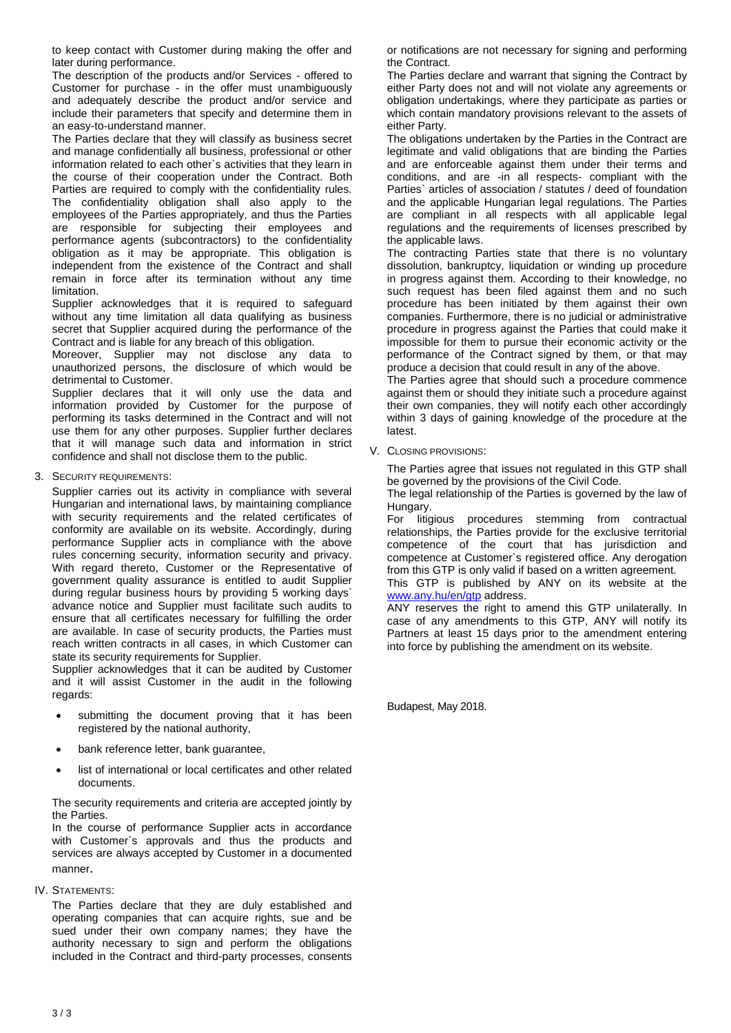to keep contact with Customer during making the offer and later during performance.

The description of the products and/or Services - offered to Customer for purchase - in the offer must unambiguously and adequately describe the product and/or service and include their parameters that specify and determine them in an easy-to-understand manner.

The Parties declare that they will classify as business secret and manage confidentially all business, professional or other information related to each other`s activities that they learn in the course of their cooperation under the Contract. Both Parties are required to comply with the confidentiality rules. The confidentiality obligation shall also apply to the employees of the Parties appropriately, and thus the Parties are responsible for subjecting their employees and performance agents (subcontractors) to the confidentiality obligation as it may be appropriate. This obligation is independent from the existence of the Contract and shall remain in force after its termination without any time limitation.

Supplier acknowledges that it is required to safeguard without any time limitation all data qualifying as business secret that Supplier acquired during the performance of the Contract and is liable for any breach of this obligation.

Moreover, Supplier may not disclose any data to unauthorized persons, the disclosure of which would be detrimental to Customer.

Supplier declares that it will only use the data and information provided by Customer for the purpose of performing its tasks determined in the Contract and will not use them for any other purposes. Supplier further declares that it will manage such data and information in strict confidence and shall not disclose them to the public.

3. SECURITY REQUIREMENTS:

Supplier carries out its activity in compliance with several Hungarian and international laws, by maintaining compliance with security requirements and the related certificates of conformity are available on its website. Accordingly, during performance Supplier acts in compliance with the above rules concerning security, information security and privacy. With regard thereto, Customer or the Representative of government quality assurance is entitled to audit Supplier during regular business hours by providing 5 working days` advance notice and Supplier must facilitate such audits to ensure that all certificates necessary for fulfilling the order are available. In case of security products, the Parties must reach written contracts in all cases, in which Customer can state its security requirements for Supplier.

Supplier acknowledges that it can be audited by Customer and it will assist Customer in the audit in the following regards:

- submitting the document proving that it has been registered by the national authority,
- bank reference letter, bank guarantee,
- list of international or local certificates and other related documents.

The security requirements and criteria are accepted jointly by the Parties.

In the course of performance Supplier acts in accordance with Customer`s approvals and thus the products and services are always accepted by Customer in a documented manner.

IV. STATEMENTS:

The Parties declare that they are duly established and operating companies that can acquire rights, sue and be sued under their own company names; they have the authority necessary to sign and perform the obligations included in the Contract and third-party processes, consents or notifications are not necessary for signing and performing the Contract.

The Parties declare and warrant that signing the Contract by either Party does not and will not violate any agreements or obligation undertakings, where they participate as parties or which contain mandatory provisions relevant to the assets of either Party.

The obligations undertaken by the Parties in the Contract are legitimate and valid obligations that are binding the Parties and are enforceable against them under their terms and conditions, and are -in all respects- compliant with the Parties` articles of association / statutes / deed of foundation and the applicable Hungarian legal regulations. The Parties are compliant in all respects with all applicable legal regulations and the requirements of licenses prescribed by the applicable laws.

The contracting Parties state that there is no voluntary dissolution, bankruptcy, liquidation or winding up procedure in progress against them. According to their knowledge, no such request has been filed against them and no such procedure has been initiated by them against their own companies. Furthermore, there is no judicial or administrative procedure in progress against the Parties that could make it impossible for them to pursue their economic activity or the performance of the Contract signed by them, or that may produce a decision that could result in any of the above.

The Parties agree that should such a procedure commence against them or should they initiate such a procedure against their own companies, they will notify each other accordingly within 3 days of gaining knowledge of the procedure at the latest.

V. CLOSING PROVISIONS:

The Parties agree that issues not regulated in this GTP shall be governed by the provisions of the Civil Code.

The legal relationship of the Parties is governed by the law of Hungary.

For litigious procedures stemming from contractual relationships, the Parties provide for the exclusive territorial competence of the court that has jurisdiction and competence at Customer`s registered office. Any derogation from this GTP is only valid if based on a written agreement.

This GTP is published by ANY on its website at the www.any.hu/en/gtp address.

ANY reserves the right to amend this GTP unilaterally. In case of any amendments to this GTP, ANY will notify its Partners at least 15 days prior to the amendment entering into force by publishing the amendment on its website.

Budapest, May 2018.